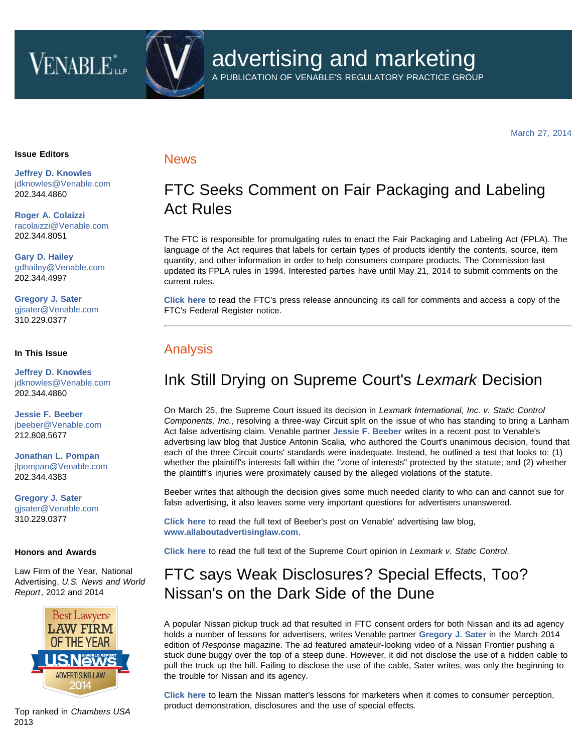# advertising and marketing

A PUBLICATION OF VENABLE'S REGULATORY PRACTICE GROUP

March 27, 2014

**Issue Editors**

**Jeffrey D. Knowles**
jdknowles@Venable.com
202.344.4860

**Roger A. Colaizzi**
racolaizzi@Venable.com
202.344.8051

**Gary D. Hailey**
gdhailey@Venable.com
202.344.4997

**Gregory J. Sater**
gjsater@Venable.com
310.229.0377

**In This Issue**

**Jeffrey D. Knowles**
jdknowles@Venable.com
202.344.4860

**Jessie F. Beeber**
jbeeber@Venable.com
212.808.5677

**Jonathan L. Pompan**
jlpompan@Venable.com
202.344.4383

**Gregory J. Sater**
gjsater@Venable.com
310.229.0377

**Honors and Awards**

Law Firm of the Year, National Advertising, *U.S. News and World Report*, 2012 and 2014

Top ranked in *Chambers USA* 2013

## News

## FTC Seeks Comment on Fair Packaging and Labeling Act Rules

The FTC is responsible for promulgating rules to enact the Fair Packaging and Labeling Act (FPLA). The language of the Act requires that labels for certain types of products identify the contents, source, item quantity, and other information in order to help consumers compare products. The Commission last updated its FPLA rules in 1994. Interested parties have until May 21, 2014 to submit comments on the current rules.

**Click here** to read the FTC's press release announcing its call for comments and access a copy of the FTC's Federal Register notice.

---

## Analysis

## Ink Still Drying on Supreme Court's *Lexmark* Decision

On March 25, the Supreme Court issued its decision in *Lexmark International, Inc. v. Static Control Components, Inc.*, resolving a three-way Circuit split on the issue of who has standing to bring a Lanham Act false advertising claim. Venable partner **Jessie F. Beeber** writes in a recent post to Venable's advertising law blog that Justice Antonin Scalia, who authored the Court's unanimous decision, found that each of the three Circuit courts' standards were inadequate. Instead, he outlined a test that looks to: (1) whether the plaintiff's interests fall within the "zone of interests" protected by the statute; and (2) whether the plaintiff's injuries were proximately caused by the alleged violations of the statute.

Beeber writes that although the decision gives some much needed clarity to who can and cannot sue for false advertising, it also leaves some very important questions for advertisers unanswered.

**Click here** to read the full text of Beeber's post on Venable' advertising law blog, **www.allaboutadvertisinglaw.com**.

**Click here** to read the full text of the Supreme Court opinion in *Lexmark v. Static Control*.

## FTC says Weak Disclosures? Special Effects, Too? Nissan's on the Dark Side of the Dune

A popular Nissan pickup truck ad that resulted in FTC consent orders for both Nissan and its ad agency holds a number of lessons for advertisers, writes Venable partner **Gregory J. Sater** in the March 2014 edition of *Response* magazine. The ad featured amateur-looking video of a Nissan Frontier pushing a stuck dune buggy over the top of a steep dune. However, it did not disclose the use of a hidden cable to pull the truck up the hill. Failing to disclose the use of the cable, Sater writes, was only the beginning to the trouble for Nissan and its agency.

**Click here** to learn the Nissan matter's lessons for marketers when it comes to consumer perception, product demonstration, disclosures and the use of special effects.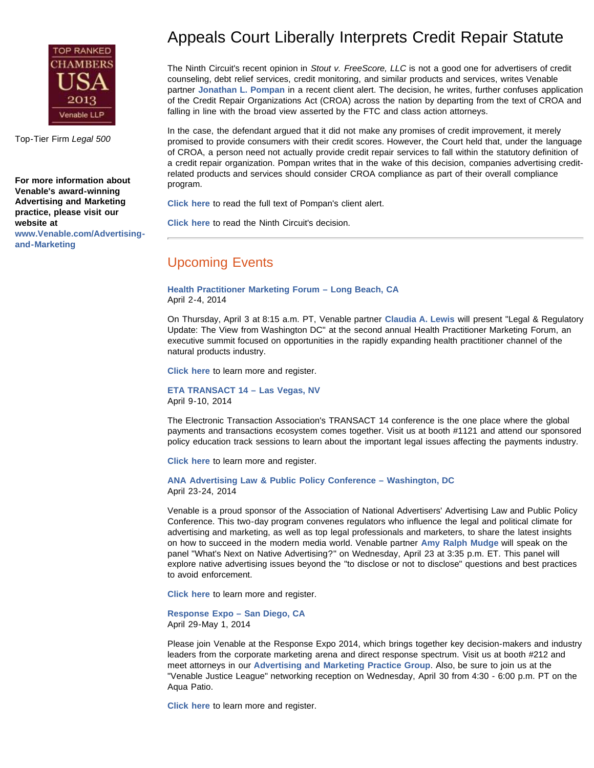TOP RANKED CHAMBERS USA 2013 Venable LLP

Top-Tier Firm *Legal 500*

**For more information about Venable's award-winning Advertising and Marketing practice, please visit our website at www.Venable.com/Advertising-and-Marketing**

# Appeals Court Liberally Interprets Credit Repair Statute

The Ninth Circuit's recent opinion in *Stout v. FreeScore, LLC* is not a good one for advertisers of credit counseling, debt relief services, credit monitoring, and similar products and services, writes Venable partner **Jonathan L. Pompan** in a recent client alert. The decision, he writes, further confuses application of the Credit Repair Organizations Act (CROA) across the nation by departing from the text of CROA and falling in line with the broad view asserted by the FTC and class action attorneys.

In the case, the defendant argued that it did not make any promises of credit improvement, it merely promised to provide consumers with their credit scores. However, the Court held that, under the language of CROA, a person need not actually provide credit repair services to fall within the statutory definition of a credit repair organization. Pompan writes that in the wake of this decision, companies advertising credit-related products and services should consider CROA compliance as part of their overall compliance program.

**Click here** to read the full text of Pompan's client alert.

**Click here** to read the Ninth Circuit's decision.

---

## Upcoming Events

**Health Practitioner Marketing Forum – Long Beach, CA**
April 2-4, 2014

On Thursday, April 3 at 8:15 a.m. PT, Venable partner **Claudia A. Lewis** will present "Legal & Regulatory Update: The View from Washington DC" at the second annual Health Practitioner Marketing Forum, an executive summit focused on opportunities in the rapidly expanding health practitioner channel of the natural products industry.

**Click here** to learn more and register.

**ETA TRANSACT 14 – Las Vegas, NV**
April 9-10, 2014

The Electronic Transaction Association's TRANSACT 14 conference is the one place where the global payments and transactions ecosystem comes together. Visit us at booth #1121 and attend our sponsored policy education track sessions to learn about the important legal issues affecting the payments industry.

**Click here** to learn more and register.

**ANA Advertising Law & Public Policy Conference – Washington, DC**
April 23-24, 2014

Venable is a proud sponsor of the Association of National Advertisers' Advertising Law and Public Policy Conference. This two-day program convenes regulators who influence the legal and political climate for advertising and marketing, as well as top legal professionals and marketers, to share the latest insights on how to succeed in the modern media world. Venable partner **Amy Ralph Mudge** will speak on the panel "What's Next on Native Advertising?" on Wednesday, April 23 at 3:35 p.m. ET. This panel will explore native advertising issues beyond the "to disclose or not to disclose" questions and best practices to avoid enforcement.

**Click here** to learn more and register.

**Response Expo – San Diego, CA**
April 29-May 1, 2014

Please join Venable at the Response Expo 2014, which brings together key decision-makers and industry leaders from the corporate marketing arena and direct response spectrum. Visit us at booth #212 and meet attorneys in our **Advertising and Marketing Practice Group**. Also, be sure to join us at the "Venable Justice League" networking reception on Wednesday, April 30 from 4:30 - 6:00 p.m. PT on the Aqua Patio.

**Click here** to learn more and register.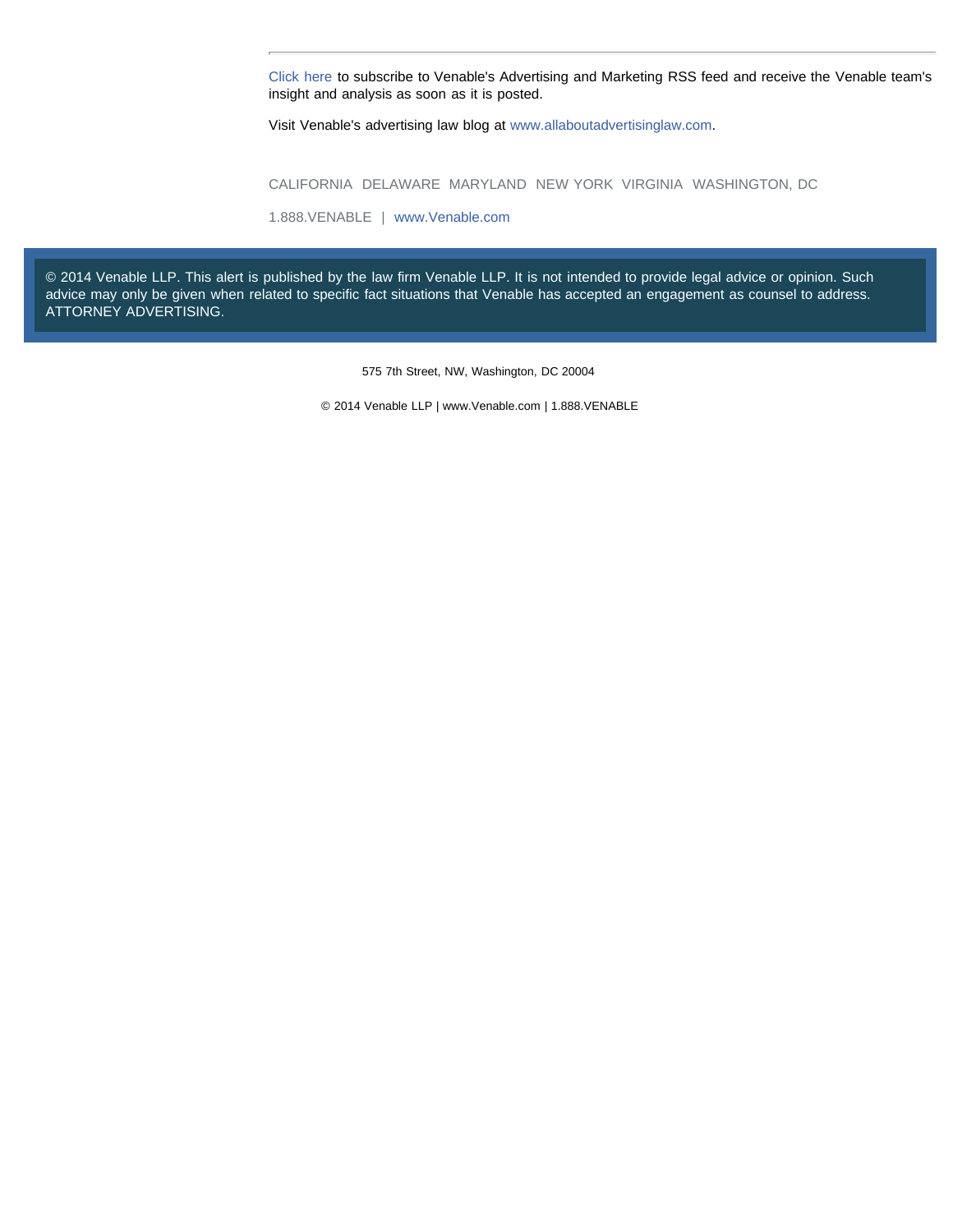Click here to subscribe to Venable's Advertising and Marketing RSS feed and receive the Venable team's insight and analysis as soon as it is posted.

Visit Venable's advertising law blog at www.allaboutadvertisinglaw.com.

CALIFORNIA DELAWARE MARYLAND NEW YORK VIRGINIA WASHINGTON, DC

1.888.VENABLE | www.Venable.com

© 2014 Venable LLP. This alert is published by the law firm Venable LLP. It is not intended to provide legal advice or opinion. Such advice may only be given when related to specific fact situations that Venable has accepted an engagement as counsel to address. ATTORNEY ADVERTISING.

575 7th Street, NW, Washington, DC 20004

© 2014 Venable LLP | www.Venable.com | 1.888.VENABLE